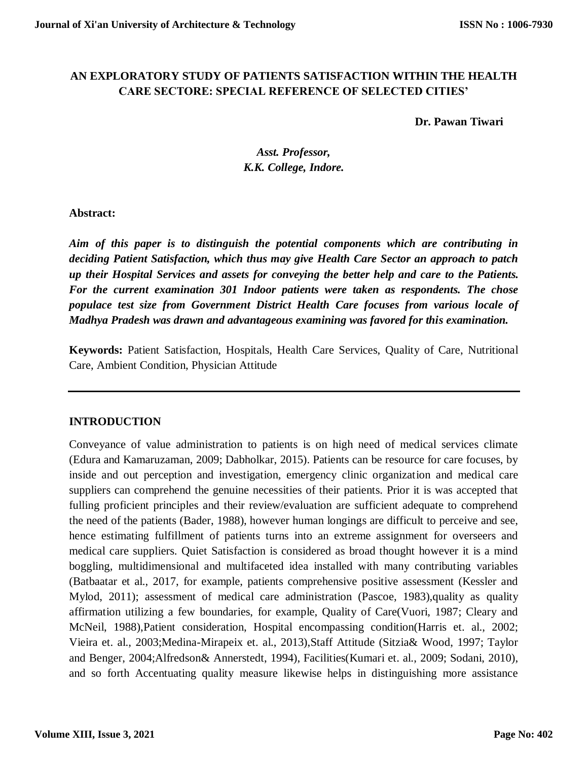# AN EXPLORATORY STUDY OF PATIENTS SATISFACTION WITHIN THE HEALTH CARE SECTORE: SPECIAL REFERENCE OF SELECTED CITIES'

**Dr. Pawan Tiwari**

***Asst. Professor,***
***K.K. College, Indore.***

**Abstract:**

***Aim of this paper is to distinguish the potential components which are contributing in deciding Patient Satisfaction, which thus may give Health Care Sector an approach to patch up their Hospital Services and assets for conveying the better help and care to the Patients. For the current examination 301 Indoor patients were taken as respondents. The chose populace test size from Government District Health Care focuses from various locale of Madhya Pradesh was drawn and advantageous examining was favored for this examination.***

**Keywords:** Patient Satisfaction, Hospitals, Health Care Services, Quality of Care, Nutritional Care, Ambient Condition, Physician Attitude

---

## INTRODUCTION

Conveyance of value administration to patients is on high need of medical services climate (Edura and Kamaruzaman, 2009; Dabholkar, 2015). Patients can be resource for care focuses, by inside and out perception and investigation, emergency clinic organization and medical care suppliers can comprehend the genuine necessities of their patients. Prior it is was accepted that fulling proficient principles and their review/evaluation are sufficient adequate to comprehend the need of the patients (Bader, 1988), however human longings are difficult to perceive and see, hence estimating fulfillment of patients turns into an extreme assignment for overseers and medical care suppliers. Quiet Satisfaction is considered as broad thought however it is a mind boggling, multidimensional and multifaceted idea installed with many contributing variables (Batbaatar et al., 2017, for example, patients comprehensive positive assessment (Kessler and Mylod, 2011); assessment of medical care administration (Pascoe, 1983),quality as quality affirmation utilizing a few boundaries, for example, Quality of Care(Vuori, 1987; Cleary and McNeil, 1988),Patient consideration, Hospital encompassing condition(Harris et. al., 2002; Vieira et. al., 2003;Medina-Mirapeix et. al., 2013),Staff Attitude (Sitzia& Wood, 1997; Taylor and Benger, 2004;Alfredson& Annerstedt, 1994), Facilities(Kumari et. al., 2009; Sodani, 2010), and so forth Accentuating quality measure likewise helps in distinguishing more assistance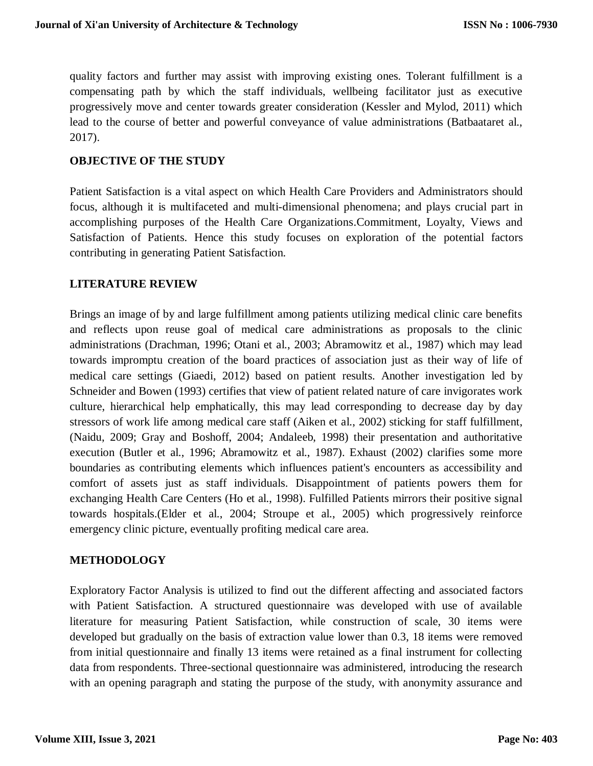quality factors and further may assist with improving existing ones. Tolerant fulfillment is a compensating path by which the staff individuals, wellbeing facilitator just as executive progressively move and center towards greater consideration (Kessler and Mylod, 2011) which lead to the course of better and powerful conveyance of value administrations (Batbaataret al., 2017).

## OBJECTIVE OF THE STUDY

Patient Satisfaction is a vital aspect on which Health Care Providers and Administrators should focus, although it is multifaceted and multi-dimensional phenomena; and plays crucial part in accomplishing purposes of the Health Care Organizations.Commitment, Loyalty, Views and Satisfaction of Patients. Hence this study focuses on exploration of the potential factors contributing in generating Patient Satisfaction.

## LITERATURE REVIEW

Brings an image of by and large fulfillment among patients utilizing medical clinic care benefits and reflects upon reuse goal of medical care administrations as proposals to the clinic administrations (Drachman, 1996; Otani et al., 2003; Abramowitz et al., 1987) which may lead towards impromptu creation of the board practices of association just as their way of life of medical care settings (Giaedi, 2012) based on patient results. Another investigation led by Schneider and Bowen (1993) certifies that view of patient related nature of care invigorates work culture, hierarchical help emphatically, this may lead corresponding to decrease day by day stressors of work life among medical care staff (Aiken et al., 2002) sticking for staff fulfillment, (Naidu, 2009; Gray and Boshoff, 2004; Andaleeb, 1998) their presentation and authoritative execution (Butler et al., 1996; Abramowitz et al., 1987). Exhaust (2002) clarifies some more boundaries as contributing elements which influences patient's encounters as accessibility and comfort of assets just as staff individuals. Disappointment of patients powers them for exchanging Health Care Centers (Ho et al., 1998). Fulfilled Patients mirrors their positive signal towards hospitals.(Elder et al., 2004; Stroupe et al., 2005) which progressively reinforce emergency clinic picture, eventually profiting medical care area.

## METHODOLOGY

Exploratory Factor Analysis is utilized to find out the different affecting and associated factors with Patient Satisfaction. A structured questionnaire was developed with use of available literature for measuring Patient Satisfaction, while construction of scale, 30 items were developed but gradually on the basis of extraction value lower than 0.3, 18 items were removed from initial questionnaire and finally 13 items were retained as a final instrument for collecting data from respondents. Three-sectional questionnaire was administered, introducing the research with an opening paragraph and stating the purpose of the study, with anonymity assurance and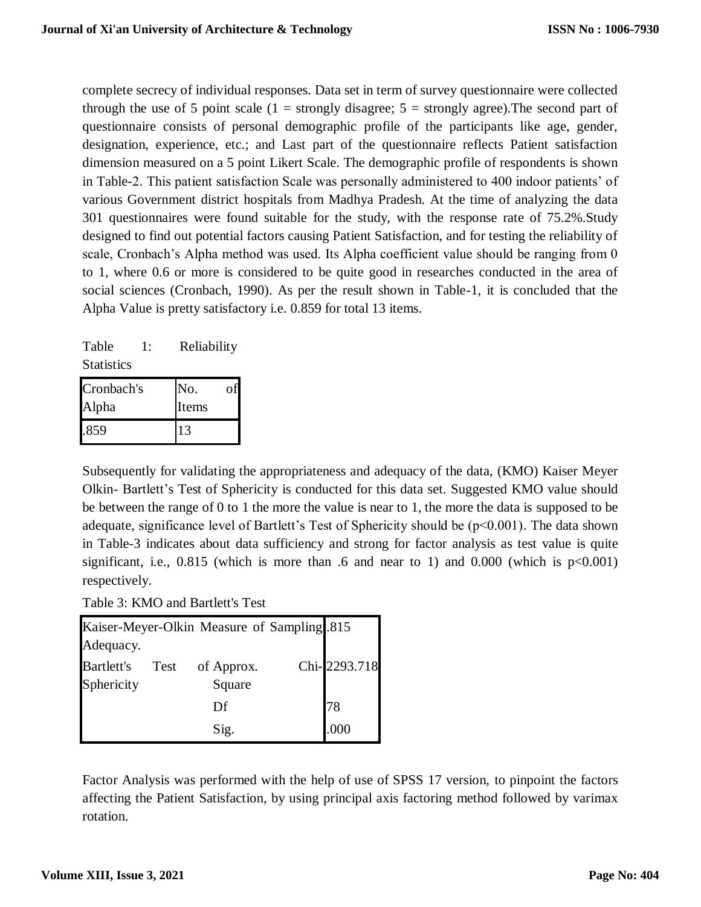complete secrecy of individual responses. Data set in term of survey questionnaire were collected through the use of 5 point scale (1 = strongly disagree; 5 = strongly agree).The second part of questionnaire consists of personal demographic profile of the participants like age, gender, designation, experience, etc.; and Last part of the questionnaire reflects Patient satisfaction dimension measured on a 5 point Likert Scale. The demographic profile of respondents is shown in Table-2. This patient satisfaction Scale was personally administered to 400 indoor patients' of various Government district hospitals from Madhya Pradesh. At the time of analyzing the data 301 questionnaires were found suitable for the study, with the response rate of 75.2%.Study designed to find out potential factors causing Patient Satisfaction, and for testing the reliability of scale, Cronbach's Alpha method was used. Its Alpha coefficient value should be ranging from 0 to 1, where 0.6 or more is considered to be quite good in researches conducted in the area of social sciences (Cronbach, 1990). As per the result shown in Table-1, it is concluded that the Alpha Value is pretty satisfactory i.e. 0.859 for total 13 items.

Table 1: Reliability Statistics

| Cronbach's Alpha | No. of Items |
|---|---|
| .859 | 13 |

Subsequently for validating the appropriateness and adequacy of the data, (KMO) Kaiser Meyer Olkin- Bartlett's Test of Sphericity is conducted for this data set. Suggested KMO value should be between the range of 0 to 1 the more the value is near to 1, the more the data is supposed to be adequate, significance level of Bartlett's Test of Sphericity should be ($p<0.001$). The data shown in Table-3 indicates about data sufficiency and strong for factor analysis as test value is quite significant, i.e., 0.815 (which is more than .6 and near to 1) and 0.000 (which is $p<0.001$) respectively.

Table 3: KMO and Bartlett's Test

| | | |
|---|---|---|
| Kaiser-Meyer-Olkin Measure of Sampling Adequacy. | | .815 |
| Bartlett's Test of Sphericity | Approx. Chi-Square | 2293.718 |
| | Df | 78 |
| | Sig. | .000 |

Factor Analysis was performed with the help of use of SPSS 17 version, to pinpoint the factors affecting the Patient Satisfaction, by using principal axis factoring method followed by varimax rotation.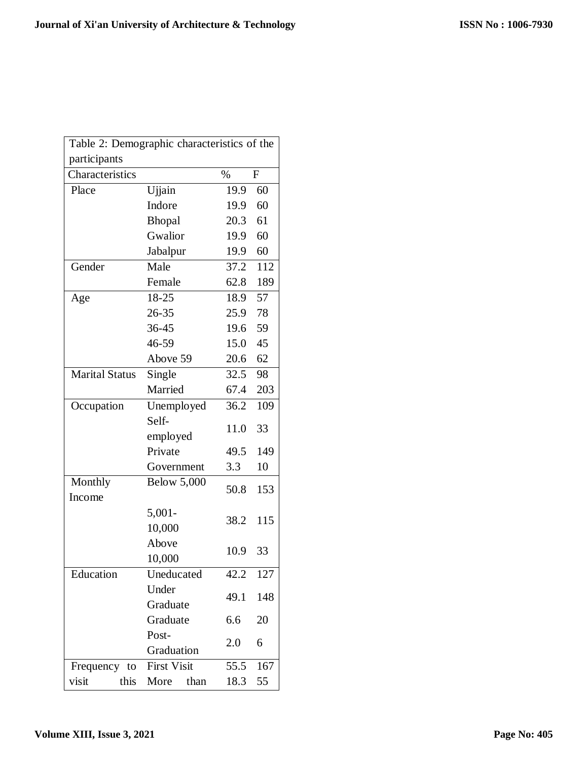Table 2: Demographic characteristics of the participants

| Characteristics | | % | F |
|---|---|---|---|
| Place | Ujjain | 19.9 | 60 |
| | Indore | 19.9 | 60 |
| | Bhopal | 20.3 | 61 |
| | Gwalior | 19.9 | 60 |
| | Jabalpur | 19.9 | 60 |
| Gender | Male | 37.2 | 112 |
| | Female | 62.8 | 189 |
| Age | 18-25 | 18.9 | 57 |
| | 26-35 | 25.9 | 78 |
| | 36-45 | 19.6 | 59 |
| | 46-59 | 15.0 | 45 |
| | Above 59 | 20.6 | 62 |
| Marital Status | Single | 32.5 | 98 |
| | Married | 67.4 | 203 |
| Occupation | Unemployed | 36.2 | 109 |
| | Self-employed | 11.0 | 33 |
| | Private | 49.5 | 149 |
| | Government | 3.3 | 10 |
| Monthly Income | Below 5,000 | 50.8 | 153 |
| | 5,001-10,000 | 38.2 | 115 |
| | Above 10,000 | 10.9 | 33 |
| Education | Uneducated | 42.2 | 127 |
| | Under Graduate | 49.1 | 148 |
| | Graduate | 6.6 | 20 |
| | Post-Graduation | 2.0 | 6 |
| Frequency to visit this | First Visit | 55.5 | 167 |
| | More than | 18.3 | 55 |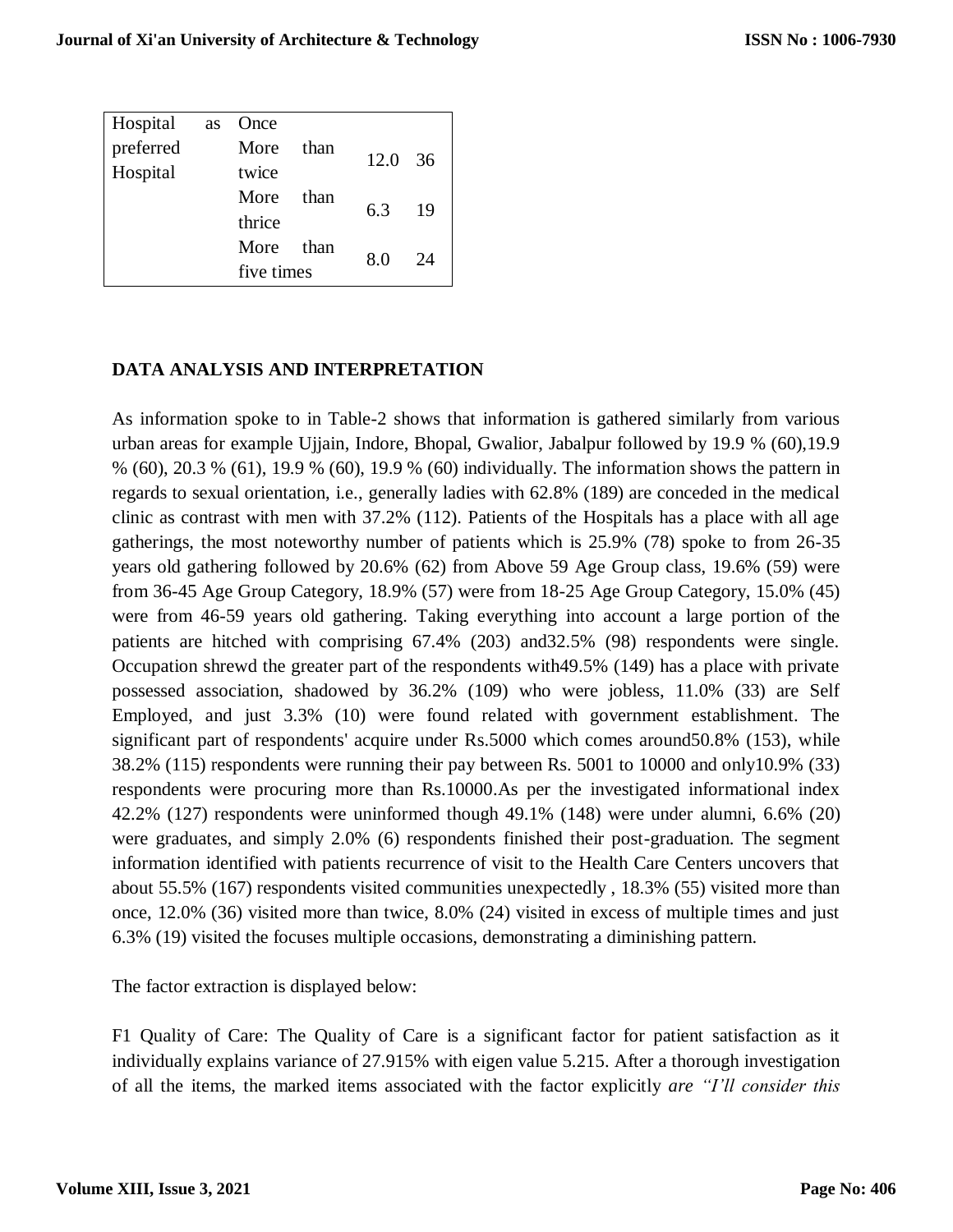| Hospital as preferred Hospital | Once | | |
|---|---|---|---|
| | More than twice | 12.0 | 36 |
| | More than thrice | 6.3 | 19 |
| | More than five times | 8.0 | 24 |

## DATA ANALYSIS AND INTERPRETATION

As information spoke to in Table-2 shows that information is gathered similarly from various urban areas for example Ujjain, Indore, Bhopal, Gwalior, Jabalpur followed by 19.9 % (60),19.9 % (60), 20.3 % (61), 19.9 % (60), 19.9 % (60) individually. The information shows the pattern in regards to sexual orientation, i.e., generally ladies with 62.8% (189) are conceded in the medical clinic as contrast with men with 37.2% (112). Patients of the Hospitals has a place with all age gatherings, the most noteworthy number of patients which is 25.9% (78) spoke to from 26-35 years old gathering followed by 20.6% (62) from Above 59 Age Group class, 19.6% (59) were from 36-45 Age Group Category, 18.9% (57) were from 18-25 Age Group Category, 15.0% (45) were from 46-59 years old gathering. Taking everything into account a large portion of the patients are hitched with comprising 67.4% (203) and32.5% (98) respondents were single. Occupation shrewd the greater part of the respondents with49.5% (149) has a place with private possessed association, shadowed by 36.2% (109) who were jobless, 11.0% (33) are Self Employed, and just 3.3% (10) were found related with government establishment. The significant part of respondents' acquire under Rs.5000 which comes around50.8% (153), while 38.2% (115) respondents were running their pay between Rs. 5001 to 10000 and only10.9% (33) respondents were procuring more than Rs.10000.As per the investigated informational index 42.2% (127) respondents were uninformed though 49.1% (148) were under alumni, 6.6% (20) were graduates, and simply 2.0% (6) respondents finished their post-graduation. The segment information identified with patients recurrence of visit to the Health Care Centers uncovers that about 55.5% (167) respondents visited communities unexpectedly , 18.3% (55) visited more than once, 12.0% (36) visited more than twice, 8.0% (24) visited in excess of multiple times and just 6.3% (19) visited the focuses multiple occasions, demonstrating a diminishing pattern.

The factor extraction is displayed below:

F1 Quality of Care: The Quality of Care is a significant factor for patient satisfaction as it individually explains variance of 27.915% with eigen value 5.215. After a thorough investigation of all the items, the marked items associated with the factor explicitly *are "I'll consider this*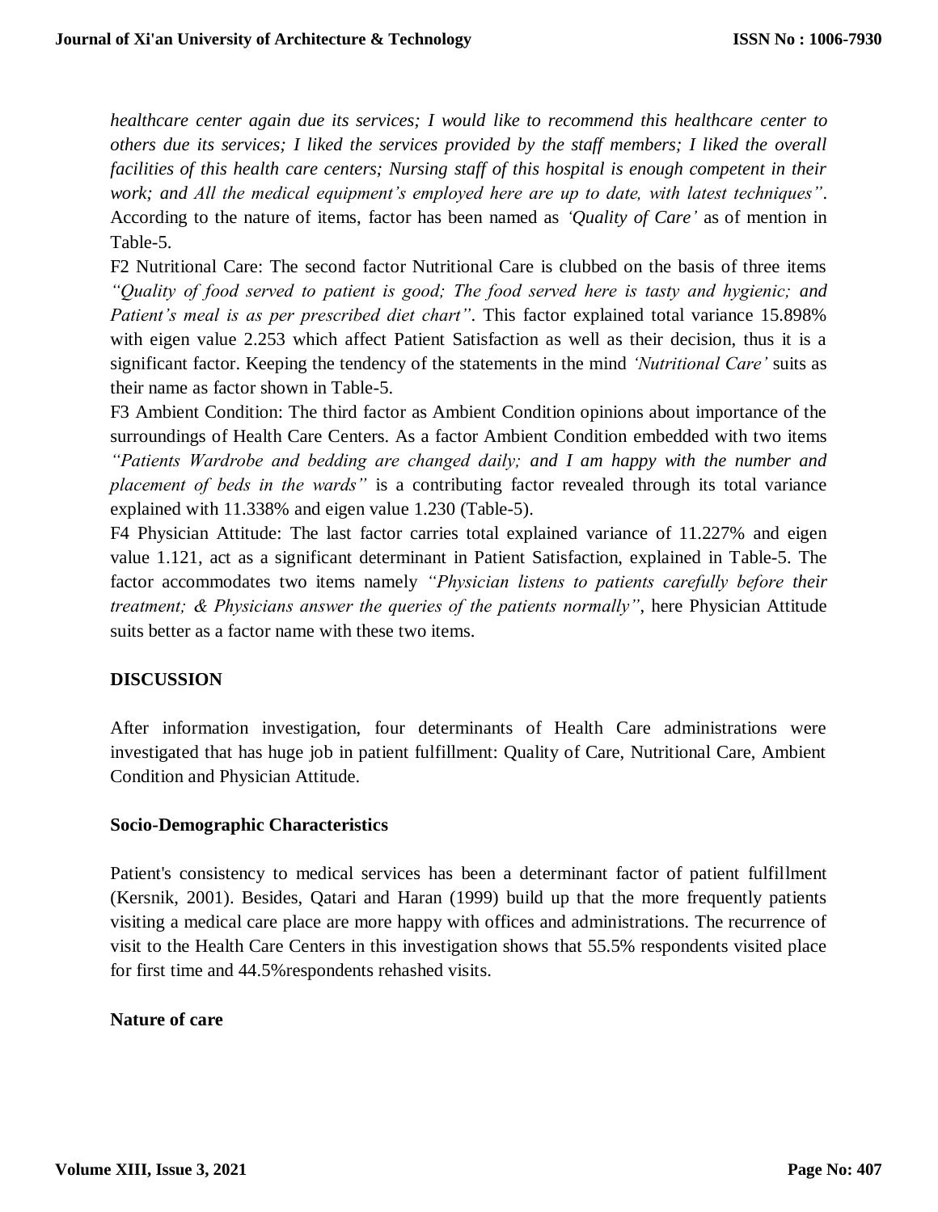*healthcare center again due its services; I would like to recommend this healthcare center to others due its services; I liked the services provided by the staff members; I liked the overall facilities of this health care centers; Nursing staff of this hospital is enough competent in their work; and All the medical equipment's employed here are up to date, with latest techniques"*. According to the nature of items, factor has been named as *'Quality of Care'* as of mention in Table-5.

F2 Nutritional Care: The second factor Nutritional Care is clubbed on the basis of three items *"Quality of food served to patient is good; The food served here is tasty and hygienic; and Patient's meal is as per prescribed diet chart"*. This factor explained total variance 15.898% with eigen value 2.253 which affect Patient Satisfaction as well as their decision, thus it is a significant factor. Keeping the tendency of the statements in the mind *'Nutritional Care'* suits as their name as factor shown in Table-5.

F3 Ambient Condition: The third factor as Ambient Condition opinions about importance of the surroundings of Health Care Centers. As a factor Ambient Condition embedded with two items *"Patients Wardrobe and bedding are changed daily; and I am happy with the number and placement of beds in the wards"* is a contributing factor revealed through its total variance explained with 11.338% and eigen value 1.230 (Table-5).

F4 Physician Attitude: The last factor carries total explained variance of 11.227% and eigen value 1.121, act as a significant determinant in Patient Satisfaction, explained in Table-5. The factor accommodates two items namely *"Physician listens to patients carefully before their treatment; & Physicians answer the queries of the patients normally"*, here Physician Attitude suits better as a factor name with these two items.

## DISCUSSION

After information investigation, four determinants of Health Care administrations were investigated that has huge job in patient fulfillment: Quality of Care, Nutritional Care, Ambient Condition and Physician Attitude.

### Socio-Demographic Characteristics

Patient's consistency to medical services has been a determinant factor of patient fulfillment (Kersnik, 2001). Besides, Qatari and Haran (1999) build up that the more frequently patients visiting a medical care place are more happy with offices and administrations. The recurrence of visit to the Health Care Centers in this investigation shows that 55.5% respondents visited place for first time and 44.5%respondents rehashed visits.

### Nature of care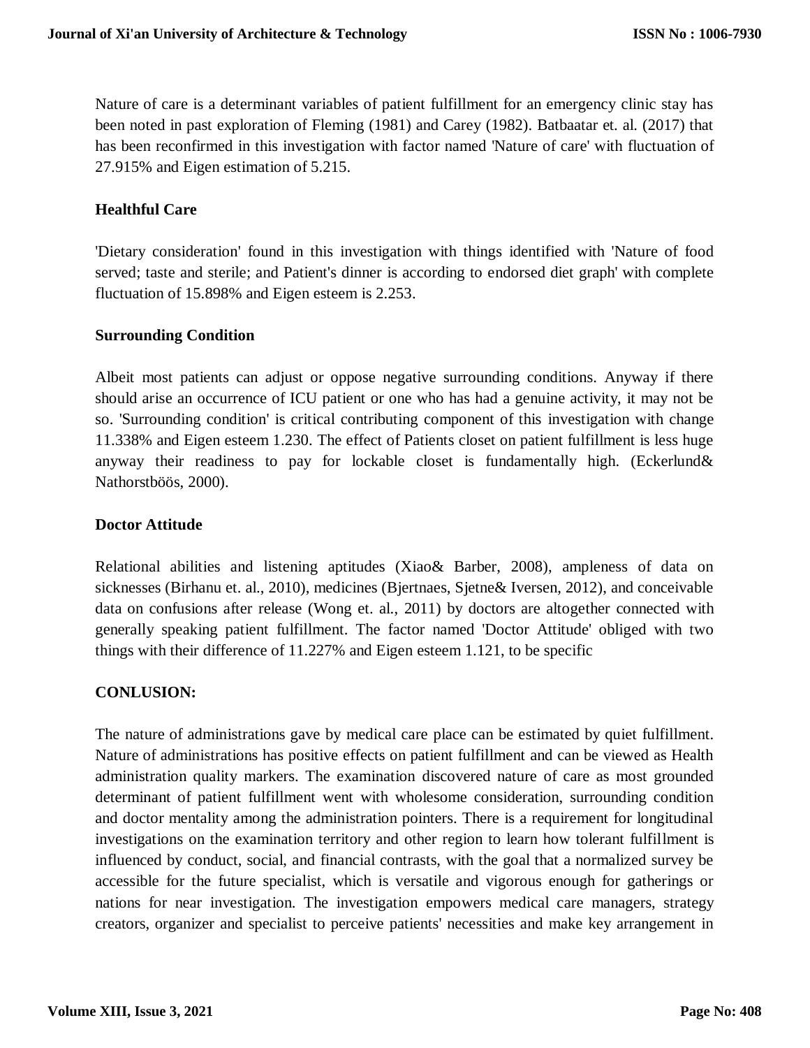Nature of care is a determinant variables of patient fulfillment for an emergency clinic stay has been noted in past exploration of Fleming (1981) and Carey (1982). Batbaatar et. al. (2017) that has been reconfirmed in this investigation with factor named 'Nature of care' with fluctuation of 27.915% and Eigen estimation of 5.215.

### Healthful Care

'Dietary consideration' found in this investigation with things identified with 'Nature of food served; taste and sterile; and Patient's dinner is according to endorsed diet graph' with complete fluctuation of 15.898% and Eigen esteem is 2.253.

### Surrounding Condition

Albeit most patients can adjust or oppose negative surrounding conditions. Anyway if there should arise an occurrence of ICU patient or one who has had a genuine activity, it may not be so. 'Surrounding condition' is critical contributing component of this investigation with change 11.338% and Eigen esteem 1.230. The effect of Patients closet on patient fulfillment is less huge anyway their readiness to pay for lockable closet is fundamentally high. (Eckerlund& Nathorstböös, 2000).

### Doctor Attitude

Relational abilities and listening aptitudes (Xiao& Barber, 2008), ampleness of data on sicknesses (Birhanu et. al., 2010), medicines (Bjertnaes, Sjetne& Iversen, 2012), and conceivable data on confusions after release (Wong et. al., 2011) by doctors are altogether connected with generally speaking patient fulfillment. The factor named 'Doctor Attitude' obliged with two things with their difference of 11.227% and Eigen esteem 1.121, to be specific

## CONLUSION:

The nature of administrations gave by medical care place can be estimated by quiet fulfillment. Nature of administrations has positive effects on patient fulfillment and can be viewed as Health administration quality markers. The examination discovered nature of care as most grounded determinant of patient fulfillment went with wholesome consideration, surrounding condition and doctor mentality among the administration pointers. There is a requirement for longitudinal investigations on the examination territory and other region to learn how tolerant fulfillment is influenced by conduct, social, and financial contrasts, with the goal that a normalized survey be accessible for the future specialist, which is versatile and vigorous enough for gatherings or nations for near investigation. The investigation empowers medical care managers, strategy creators, organizer and specialist to perceive patients' necessities and make key arrangement in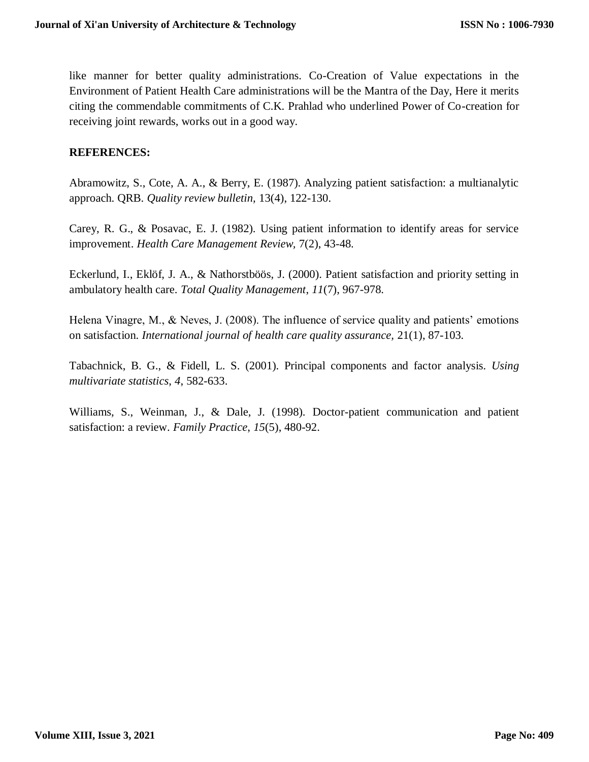like manner for better quality administrations. Co-Creation of Value expectations in the Environment of Patient Health Care administrations will be the Mantra of the Day, Here it merits citing the commendable commitments of C.K. Prahlad who underlined Power of Co-creation for receiving joint rewards, works out in a good way.

**REFERENCES:**

Abramowitz, S., Cote, A. A., & Berry, E. (1987). Analyzing patient satisfaction: a multianalytic approach. QRB. *Quality review bulletin*, 13(4), 122-130.

Carey, R. G., & Posavac, E. J. (1982). Using patient information to identify areas for service improvement. *Health Care Management Review*, 7(2), 43-48.

Eckerlund, I., Eklöf, J. A., & Nathorstböös, J. (2000). Patient satisfaction and priority setting in ambulatory health care. *Total Quality Management*, *11*(7), 967-978.

Helena Vinagre, M., & Neves, J. (2008). The influence of service quality and patients' emotions on satisfaction. *International journal of health care quality assurance*, 21(1), 87-103.

Tabachnick, B. G., & Fidell, L. S. (2001). Principal components and factor analysis. *Using multivariate statistics*, *4*, 582-633.

Williams, S., Weinman, J., & Dale, J. (1998). Doctor-patient communication and patient satisfaction: a review. *Family Practice*, *15*(5), 480-92.